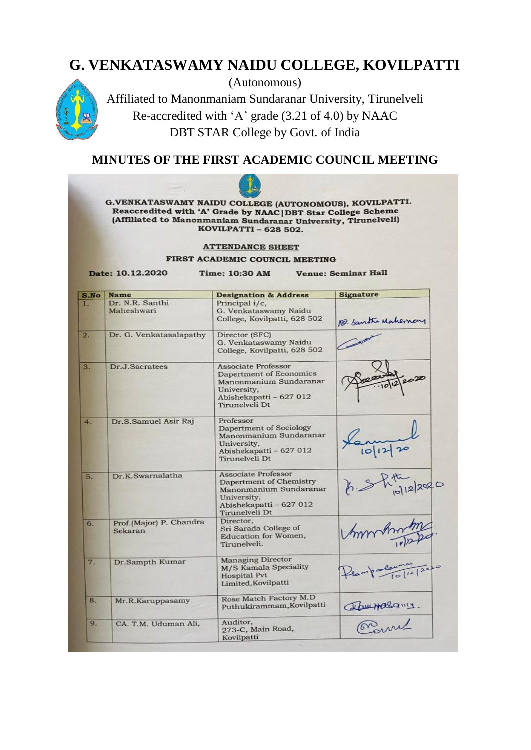# G. VENKATASWAMY NAIDU COLLEGE, KOVILPATTI

(Autonomous)

Affiliated to Manonmaniam Sundaranar University, Tirunelveli

Re-accredited with 'A' grade (3.21 of 4.0) by NAAC

DBT STAR College by Govt. of India

## MINUTES OF THE FIRST ACADEMIC COUNCIL MEETING

**G.VENKATASWAMY NAIDU COLLEGE (AUTONOMOUS), KOVILPATTI.**
**Reaccredited with 'A' Grade by NAAC|DBT Star College Scheme**
**(Affiliated to Manonmaniam Sundaranar University, Tirunelveli)**
**KOVILPATTI – 628 502.**

**ATTENDANCE SHEET**

**FIRST ACADEMIC COUNCIL MEETING**

**Date: 10.12.2020** **Time: 10:30 AM** **Venue: Seminar Hall**

| S.No | Name | Designation & Address | Signature |
|---|---|---|---|
| 1. | Dr. N.R. Santhi Maheshwari | Principal i/c, G. Venkataswamy Naidu College, Kovilpatti, 628 502 | N.R. Santhi Maheswari |
| 2. | Dr. G. Venkatasalapathy | Director (SFC) G. Venkataswamy Naidu College, Kovilpatti, 628 502 | (signed) |
| 3. | Dr.J.Sacratees | Associate Professor Dapertment of Economics Manonmanium Sundaranar University, Abishekapatti – 627 012 Tirunelveli Dt | (signed) 10/12/2020 |
| 4. | Dr.S.Samuel Asir Raj | Professor Dapertment of Sociology Manonmanium Sundaranar University, Abishekapatti – 627 012 Tirunelveli Dt | (signed) 10/12/20 |
| 5. | Dr.K.Swarnalatha | Associate Professor Dapertment of Chemistry Manonmanium Sundaranar University, Abishekapatti – 627 012 Tirunelveli Dt | (signed) 10/12/2020 |
| 6. | Prof.(Major) P. Chandra Sekaran | Director, Sri Sarada College of Education for Women, Tirunelveli. | (signed) 10/12/20 |
| 7. | Dr.Sampth Kumar | Managing Director M/S Kamala Speciality Hospital Pvt Limited,Kovilpatti | Sampathkumar 10/12/2020 |
| 8. | Mr.R.Karuppasamy | Rose Match Factory M.D Puthukirammam,Kovilpatti | (signed) |
| 9. | CA. T.M. Uduman Ali, | Auditor, 273-C, Main Road, Kovilpatti | (signed) |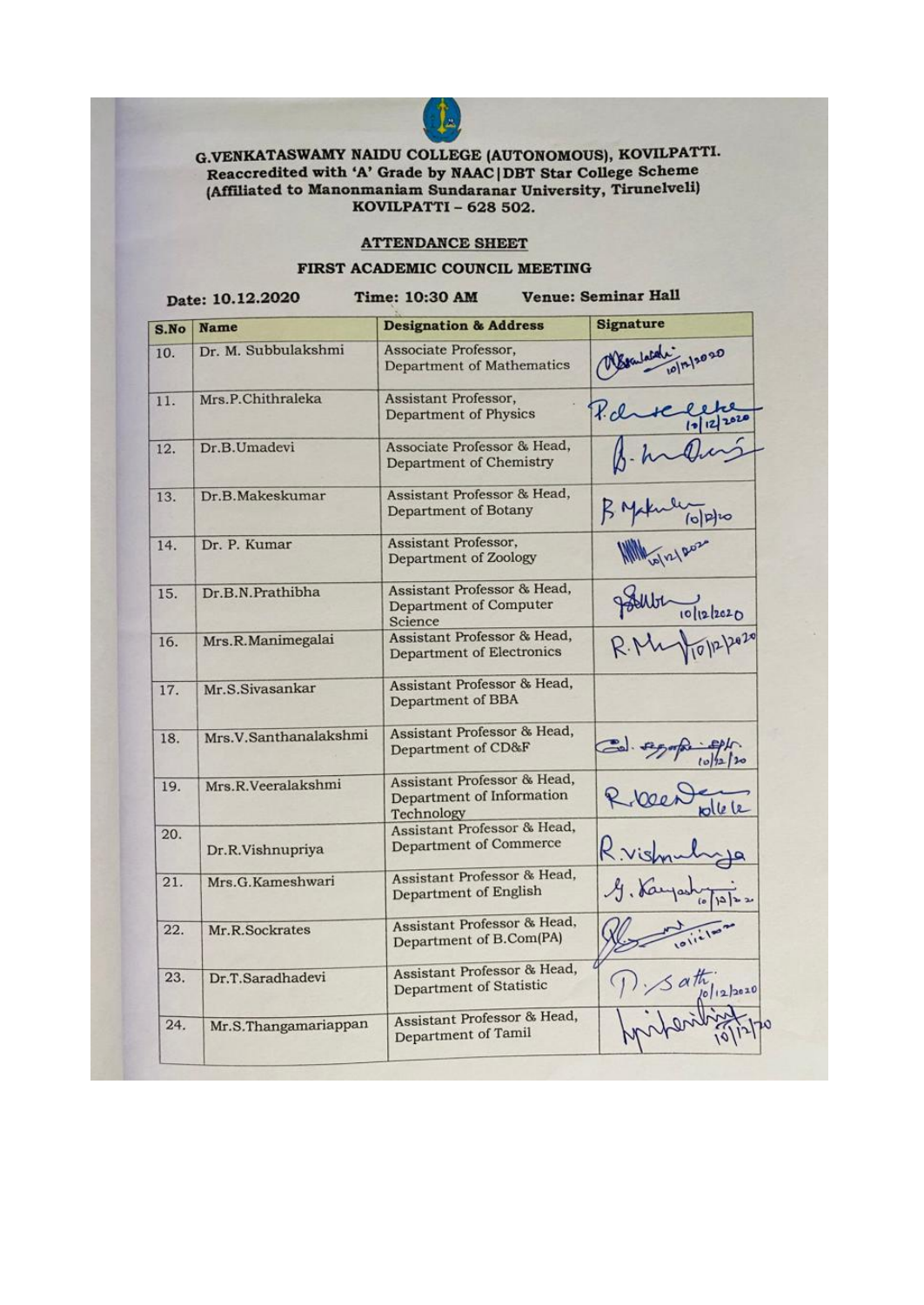**G.VENKATASWAMY NAIDU COLLEGE (AUTONOMOUS), KOVILPATTI.**
**Reaccredited with 'A' Grade by NAAC|DBT Star College Scheme**
**(Affiliated to Manonmaniam Sundaranar University, Tirunelveli)**
**KOVILPATTI – 628 502.**

## ATTENDANCE SHEET

### FIRST ACADEMIC COUNCIL MEETING

**Date: 10.12.2020** **Time: 10:30 AM** **Venue: Seminar Hall**

| S.No | Name | Designation & Address | Signature |
|---|---|---|---|
| 10. | Dr. M. Subbulakshmi | Associate Professor, Department of Mathematics | (signed) 10/12/2020 |
| 11. | Mrs.P.Chithraleka | Assistant Professor, Department of Physics | (signed) 10/12/2020 |
| 12. | Dr.B.Umadevi | Associate Professor & Head, Department of Chemistry | (signed) |
| 13. | Dr.B.Makeskumar | Assistant Professor & Head, Department of Botany | (signed) 10/12/20 |
| 14. | Dr. P. Kumar | Assistant Professor, Department of Zoology | (signed) 10/12/2020 |
| 15. | Dr.B.N.Prathibha | Assistant Professor & Head, Department of Computer Science | (signed) 10/12/2020 |
| 16. | Mrs.R.Manimegalai | Assistant Professor & Head, Department of Electronics | (signed) 10/12/2020 |
| 17. | Mr.S.Sivasankar | Assistant Professor & Head, Department of BBA | |
| 18. | Mrs.V.Santhanalakshmi | Assistant Professor & Head, Department of CD&F | (signed) 10/12/20 |
| 19. | Mrs.R.Veeralakshmi | Assistant Professor & Head, Department of Information Technology | (signed) 10/12/20 |
| 20. | Dr.R.Vishnupriya | Assistant Professor & Head, Department of Commerce | (signed) |
| 21. | Mrs.G.Kameshwari | Assistant Professor & Head, Department of English | (signed) 10/12/20 |
| 22. | Mr.R.Sockrates | Assistant Professor & Head, Department of B.Com(PA) | (signed) 10/12/20 |
| 23. | Dr.T.Saradhadevi | Assistant Professor & Head, Department of Statistic | (signed) 10/12/2020 |
| 24. | Mr.S.Thangamariappan | Assistant Professor & Head, Department of Tamil | (signed) 10/12/20 |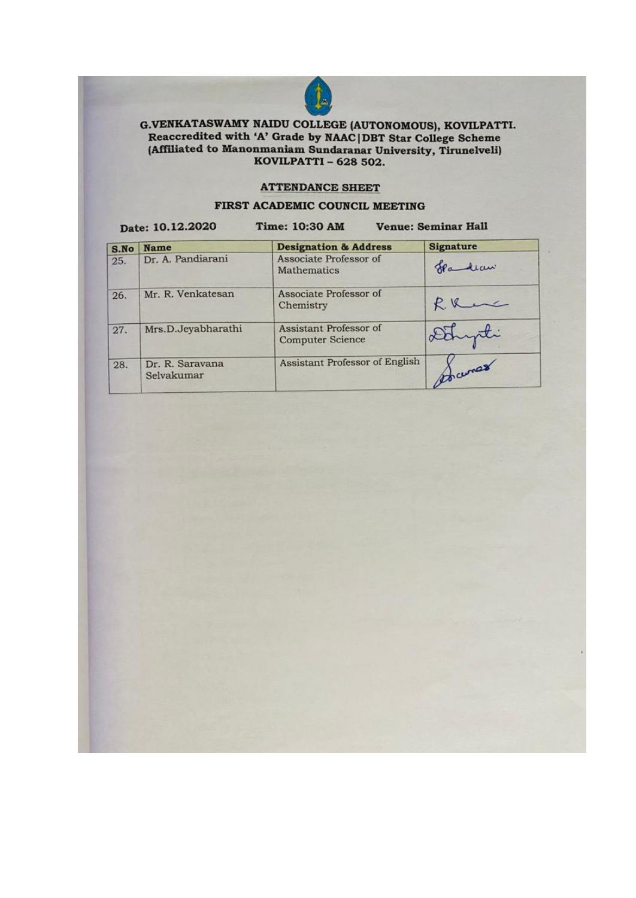**G.VENKATASWAMY NAIDU COLLEGE (AUTONOMOUS), KOVILPATTI.**
**Reaccredited with 'A' Grade by NAAC|DBT Star College Scheme**
**(Affiliated to Manonmaniam Sundaranar University, Tirunelveli)**
**KOVILPATTI – 628 502.**

## ATTENDANCE SHEET

### FIRST ACADEMIC COUNCIL MEETING

**Date: 10.12.2020** **Time: 10:30 AM** **Venue: Seminar Hall**

| S.No | Name | Designation & Address | Signature |
|---|---|---|---|
| 25. | Dr. A. Pandiarani | Associate Professor of Mathematics | Sd/- |
| 26. | Mr. R. Venkatesan | Associate Professor of Chemistry | Sd/- |
| 27. | Mrs.D.Jeyabharathi | Assistant Professor of Computer Science | Sd/- |
| 28. | Dr. R. Saravana Selvakumar | Assistant Professor of English | Sd/- |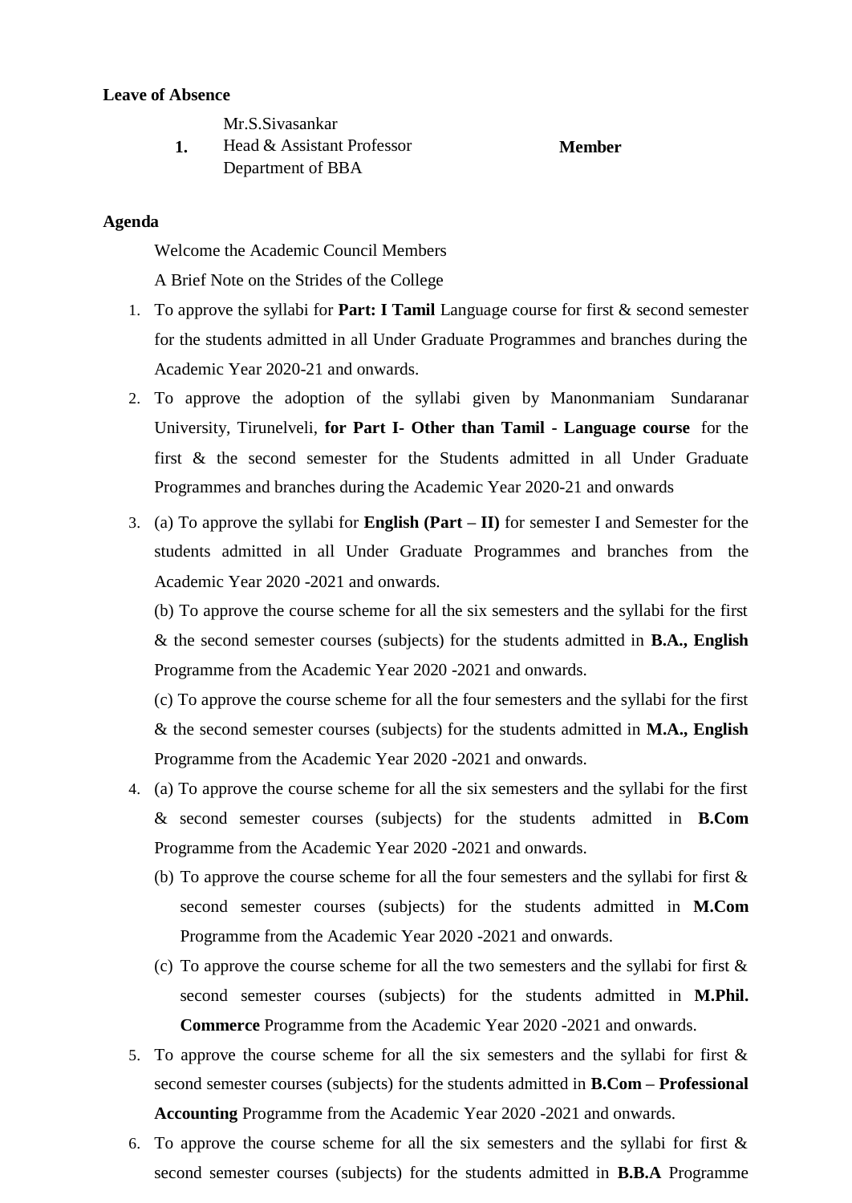**Leave of Absence**

| | | |
|---|---|---|
| **1.** | Mr.S.Sivasankar<br>Head & Assistant Professor<br>Department of BBA | **Member** |

**Agenda**

Welcome the Academic Council Members

A Brief Note on the Strides of the College

1. To approve the syllabi for **Part: I Tamil** Language course for first & second semester for the students admitted in all Under Graduate Programmes and branches during the Academic Year 2020-21 and onwards.
2. To approve the adoption of the syllabi given by Manonmaniam Sundaranar University, Tirunelveli, **for Part I- Other than Tamil - Language course** for the first & the second semester for the Students admitted in all Under Graduate Programmes and branches during the Academic Year 2020-21 and onwards
3. (a) To approve the syllabi for **English (Part – II)** for semester I and Semester for the students admitted in all Under Graduate Programmes and branches from the Academic Year 2020 -2021 and onwards.

   (b) To approve the course scheme for all the six semesters and the syllabi for the first & the second semester courses (subjects) for the students admitted in **B.A., English** Programme from the Academic Year 2020 -2021 and onwards.

   (c) To approve the course scheme for all the four semesters and the syllabi for the first & the second semester courses (subjects) for the students admitted in **M.A., English** Programme from the Academic Year 2020 -2021 and onwards.
4. (a) To approve the course scheme for all the six semesters and the syllabi for the first & second semester courses (subjects) for the students admitted in **B.Com** Programme from the Academic Year 2020 -2021 and onwards.

   (b) To approve the course scheme for all the four semesters and the syllabi for first & second semester courses (subjects) for the students admitted in **M.Com** Programme from the Academic Year 2020 -2021 and onwards.

   (c) To approve the course scheme for all the two semesters and the syllabi for first & second semester courses (subjects) for the students admitted in **M.Phil. Commerce** Programme from the Academic Year 2020 -2021 and onwards.
5. To approve the course scheme for all the six semesters and the syllabi for first & second semester courses (subjects) for the students admitted in **B.Com – Professional Accounting** Programme from the Academic Year 2020 -2021 and onwards.
6. To approve the course scheme for all the six semesters and the syllabi for first & second semester courses (subjects) for the students admitted in **B.B.A** Programme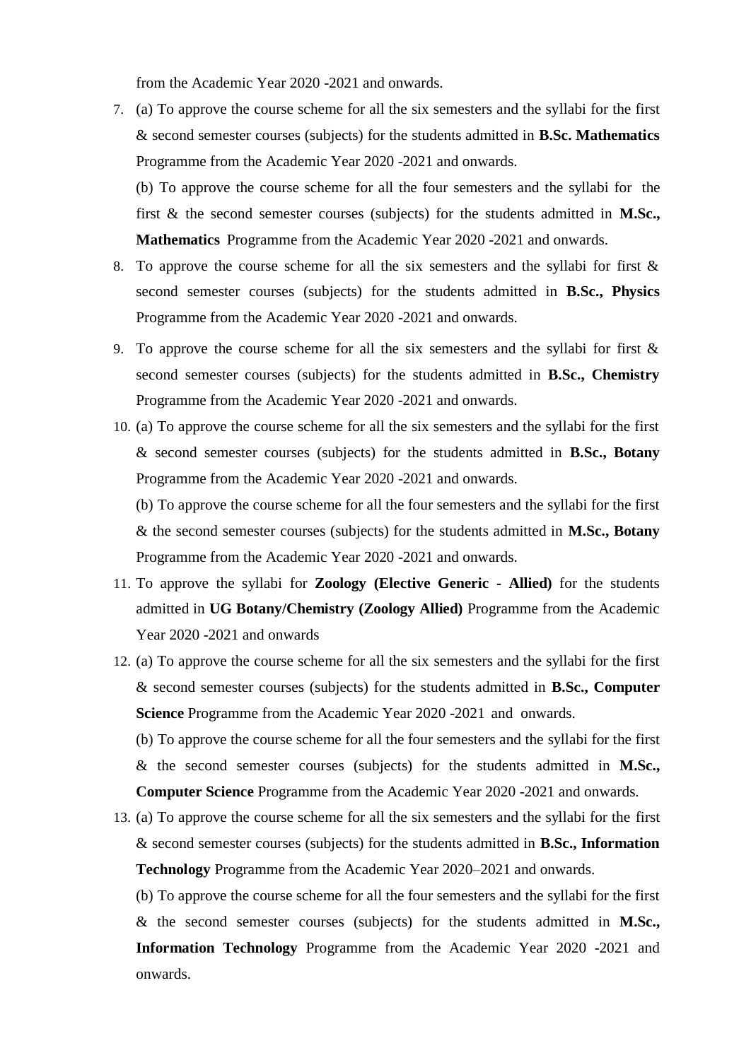from the Academic Year 2020 -2021 and onwards.

7. (a) To approve the course scheme for all the six semesters and the syllabi for the first & second semester courses (subjects) for the students admitted in **B.Sc. Mathematics** Programme from the Academic Year 2020 -2021 and onwards.

   (b) To approve the course scheme for all the four semesters and the syllabi for the first & the second semester courses (subjects) for the students admitted in **M.Sc., Mathematics** Programme from the Academic Year 2020 -2021 and onwards.

8. To approve the course scheme for all the six semesters and the syllabi for first & second semester courses (subjects) for the students admitted in **B.Sc., Physics** Programme from the Academic Year 2020 -2021 and onwards.

9. To approve the course scheme for all the six semesters and the syllabi for first & second semester courses (subjects) for the students admitted in **B.Sc., Chemistry** Programme from the Academic Year 2020 -2021 and onwards.

10. (a) To approve the course scheme for all the six semesters and the syllabi for the first & second semester courses (subjects) for the students admitted in **B.Sc., Botany** Programme from the Academic Year 2020 -2021 and onwards.

    (b) To approve the course scheme for all the four semesters and the syllabi for the first & the second semester courses (subjects) for the students admitted in **M.Sc., Botany** Programme from the Academic Year 2020 -2021 and onwards.

11. To approve the syllabi for **Zoology (Elective Generic - Allied)** for the students admitted in **UG Botany/Chemistry (Zoology Allied)** Programme from the Academic Year 2020 -2021 and onwards

12. (a) To approve the course scheme for all the six semesters and the syllabi for the first & second semester courses (subjects) for the students admitted in **B.Sc., Computer Science** Programme from the Academic Year 2020 -2021 and onwards.

    (b) To approve the course scheme for all the four semesters and the syllabi for the first & the second semester courses (subjects) for the students admitted in **M.Sc., Computer Science** Programme from the Academic Year 2020 -2021 and onwards.

13. (a) To approve the course scheme for all the six semesters and the syllabi for the first & second semester courses (subjects) for the students admitted in **B.Sc., Information Technology** Programme from the Academic Year 2020–2021 and onwards.

    (b) To approve the course scheme for all the four semesters and the syllabi for the first & the second semester courses (subjects) for the students admitted in **M.Sc., Information Technology** Programme from the Academic Year 2020 -2021 and onwards.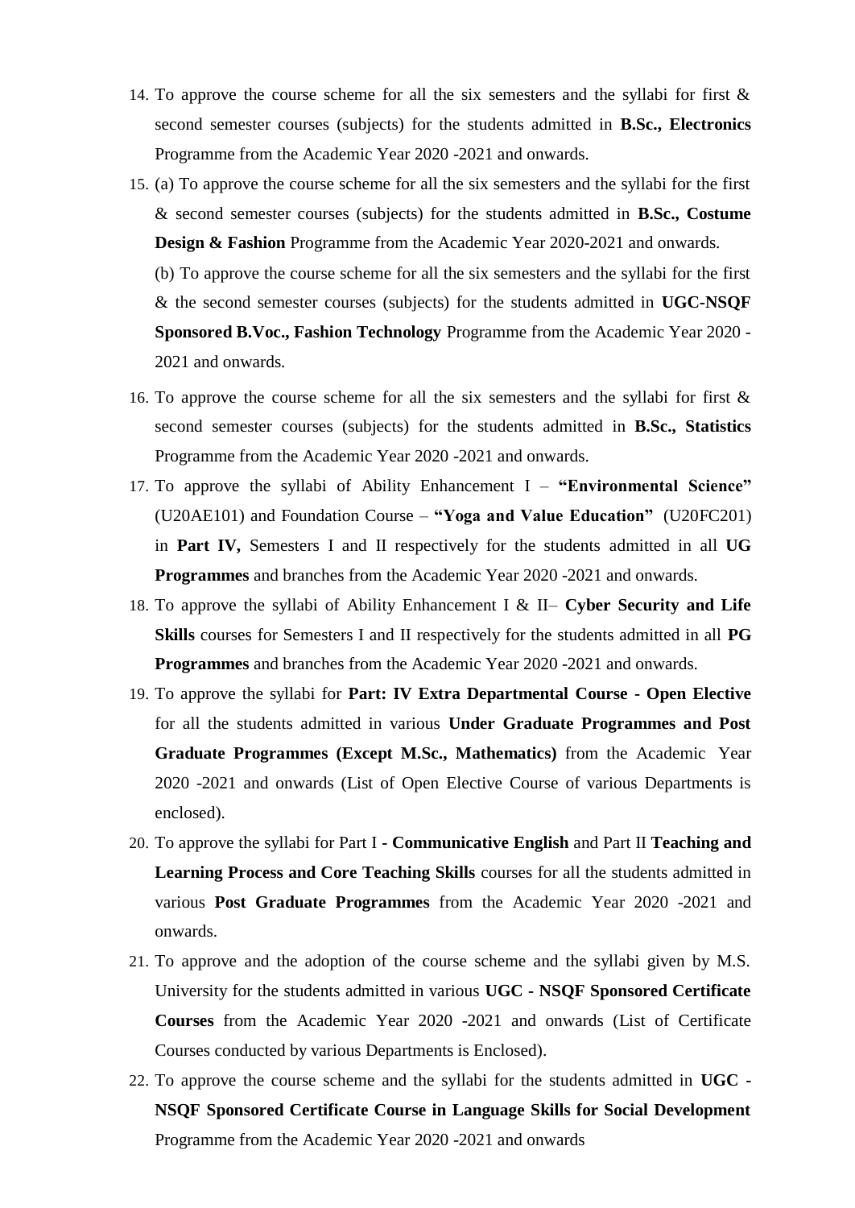14. To approve the course scheme for all the six semesters and the syllabi for first & second semester courses (subjects) for the students admitted in **B.Sc., Electronics** Programme from the Academic Year 2020 -2021 and onwards.

15. (a) To approve the course scheme for all the six semesters and the syllabi for the first & second semester courses (subjects) for the students admitted in **B.Sc., Costume Design & Fashion** Programme from the Academic Year 2020-2021 and onwards.

    (b) To approve the course scheme for all the six semesters and the syllabi for the first & the second semester courses (subjects) for the students admitted in **UGC-NSQF Sponsored B.Voc., Fashion Technology** Programme from the Academic Year 2020 -2021 and onwards.

16. To approve the course scheme for all the six semesters and the syllabi for first & second semester courses (subjects) for the students admitted in **B.Sc., Statistics** Programme from the Academic Year 2020 -2021 and onwards.

17. To approve the syllabi of Ability Enhancement I – **"Environmental Science"** (U20AE101) and Foundation Course – **"Yoga and Value Education"** (U20FC201) in **Part IV,** Semesters I and II respectively for the students admitted in all **UG Programmes** and branches from the Academic Year 2020 -2021 and onwards.

18. To approve the syllabi of Ability Enhancement I & II– **Cyber Security and Life Skills** courses for Semesters I and II respectively for the students admitted in all **PG Programmes** and branches from the Academic Year 2020 -2021 and onwards.

19. To approve the syllabi for **Part: IV Extra Departmental Course - Open Elective** for all the students admitted in various **Under Graduate Programmes and Post Graduate Programmes (Except M.Sc., Mathematics)** from the Academic Year 2020 -2021 and onwards (List of Open Elective Course of various Departments is enclosed).

20. To approve the syllabi for Part I **- Communicative English** and Part II **Teaching and Learning Process and Core Teaching Skills** courses for all the students admitted in various **Post Graduate Programmes** from the Academic Year 2020 -2021 and onwards.

21. To approve and the adoption of the course scheme and the syllabi given by M.S. University for the students admitted in various **UGC - NSQF Sponsored Certificate Courses** from the Academic Year 2020 -2021 and onwards (List of Certificate Courses conducted by various Departments is Enclosed).

22. To approve the course scheme and the syllabi for the students admitted in **UGC - NSQF Sponsored Certificate Course in Language Skills for Social Development** Programme from the Academic Year 2020 -2021 and onwards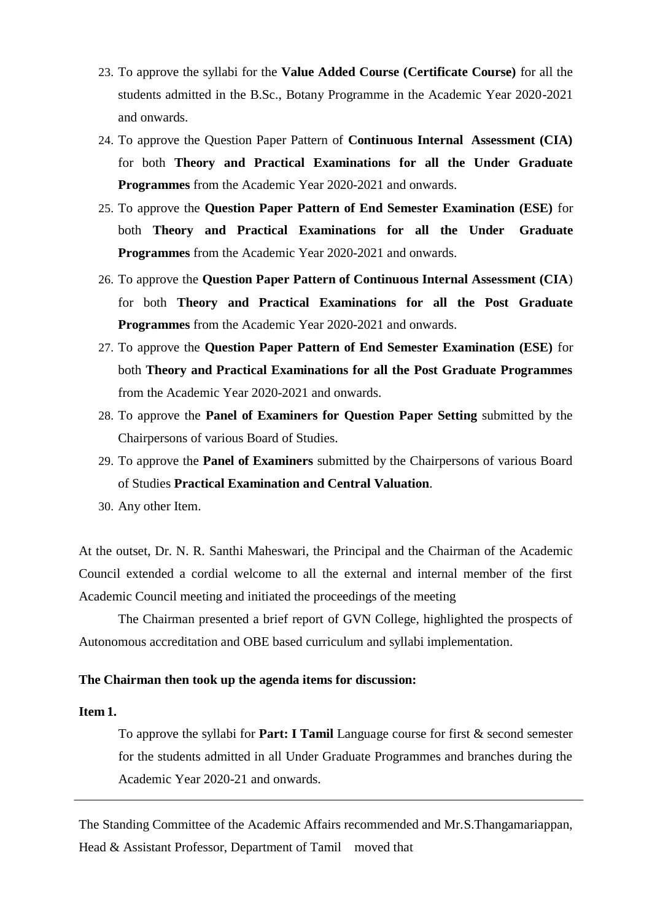23. To approve the syllabi for the **Value Added Course (Certificate Course)** for all the students admitted in the B.Sc., Botany Programme in the Academic Year 2020-2021 and onwards.
24. To approve the Question Paper Pattern of **Continuous Internal Assessment (CIA)** for both **Theory and Practical Examinations for all the Under Graduate Programmes** from the Academic Year 2020-2021 and onwards.
25. To approve the **Question Paper Pattern of End Semester Examination (ESE)** for both **Theory and Practical Examinations for all the Under Graduate Programmes** from the Academic Year 2020-2021 and onwards.
26. To approve the **Question Paper Pattern of Continuous Internal Assessment (CIA**) for both **Theory and Practical Examinations for all the Post Graduate Programmes** from the Academic Year 2020-2021 and onwards.
27. To approve the **Question Paper Pattern of End Semester Examination (ESE)** for both **Theory and Practical Examinations for all the Post Graduate Programmes** from the Academic Year 2020-2021 and onwards.
28. To approve the **Panel of Examiners for Question Paper Setting** submitted by the Chairpersons of various Board of Studies.
29. To approve the **Panel of Examiners** submitted by the Chairpersons of various Board of Studies **Practical Examination and Central Valuation**.
30. Any other Item.

At the outset, Dr. N. R. Santhi Maheswari, the Principal and the Chairman of the Academic Council extended a cordial welcome to all the external and internal member of the first Academic Council meeting and initiated the proceedings of the meeting

The Chairman presented a brief report of GVN College, highlighted the prospects of Autonomous accreditation and OBE based curriculum and syllabi implementation.

**The Chairman then took up the agenda items for discussion:**

**Item 1.**

To approve the syllabi for **Part: I Tamil** Language course for first & second semester for the students admitted in all Under Graduate Programmes and branches during the Academic Year 2020-21 and onwards.

---

The Standing Committee of the Academic Affairs recommended and Mr.S.Thangamariappan, Head & Assistant Professor, Department of Tamil moved that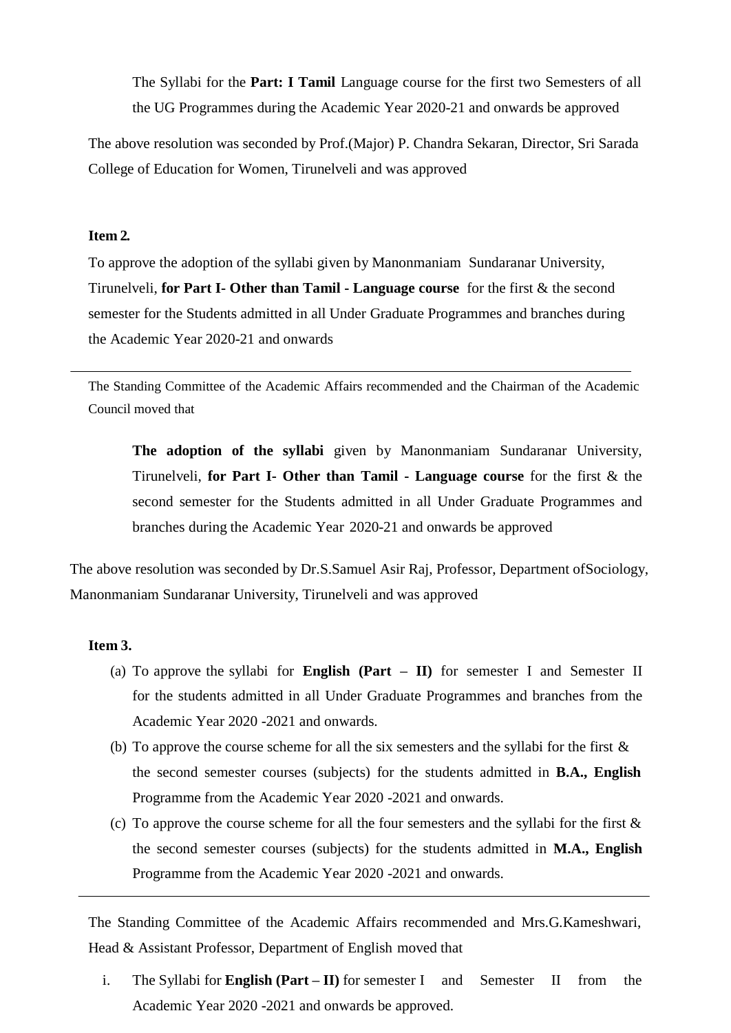The Syllabi for the **Part: I Tamil** Language course for the first two Semesters of all the UG Programmes during the Academic Year 2020-21 and onwards be approved

The above resolution was seconded by Prof.(Major) P. Chandra Sekaran, Director, Sri Sarada College of Education for Women, Tirunelveli and was approved

**Item 2.**

To approve the adoption of the syllabi given by Manonmaniam Sundaranar University, Tirunelveli, **for Part I- Other than Tamil - Language course** for the first & the second semester for the Students admitted in all Under Graduate Programmes and branches during the Academic Year 2020-21 and onwards

---

The Standing Committee of the Academic Affairs recommended and the Chairman of the Academic Council moved that

**The adoption of the syllabi** given by Manonmaniam Sundaranar University, Tirunelveli, **for Part I- Other than Tamil - Language course** for the first & the second semester for the Students admitted in all Under Graduate Programmes and branches during the Academic Year 2020-21 and onwards be approved

The above resolution was seconded by Dr.S.Samuel Asir Raj, Professor, Department ofSociology, Manonmaniam Sundaranar University, Tirunelveli and was approved

**Item 3.**

(a) To approve the syllabi for **English (Part – II)** for semester I and Semester II for the students admitted in all Under Graduate Programmes and branches from the Academic Year 2020 -2021 and onwards.

(b) To approve the course scheme for all the six semesters and the syllabi for the first & the second semester courses (subjects) for the students admitted in **B.A., English** Programme from the Academic Year 2020 -2021 and onwards.

(c) To approve the course scheme for all the four semesters and the syllabi for the first & the second semester courses (subjects) for the students admitted in **M.A., English** Programme from the Academic Year 2020 -2021 and onwards.

---

The Standing Committee of the Academic Affairs recommended and Mrs.G.Kameshwari, Head & Assistant Professor, Department of English moved that

i. The Syllabi for **English (Part – II)** for semester I and Semester II from the Academic Year 2020 -2021 and onwards be approved.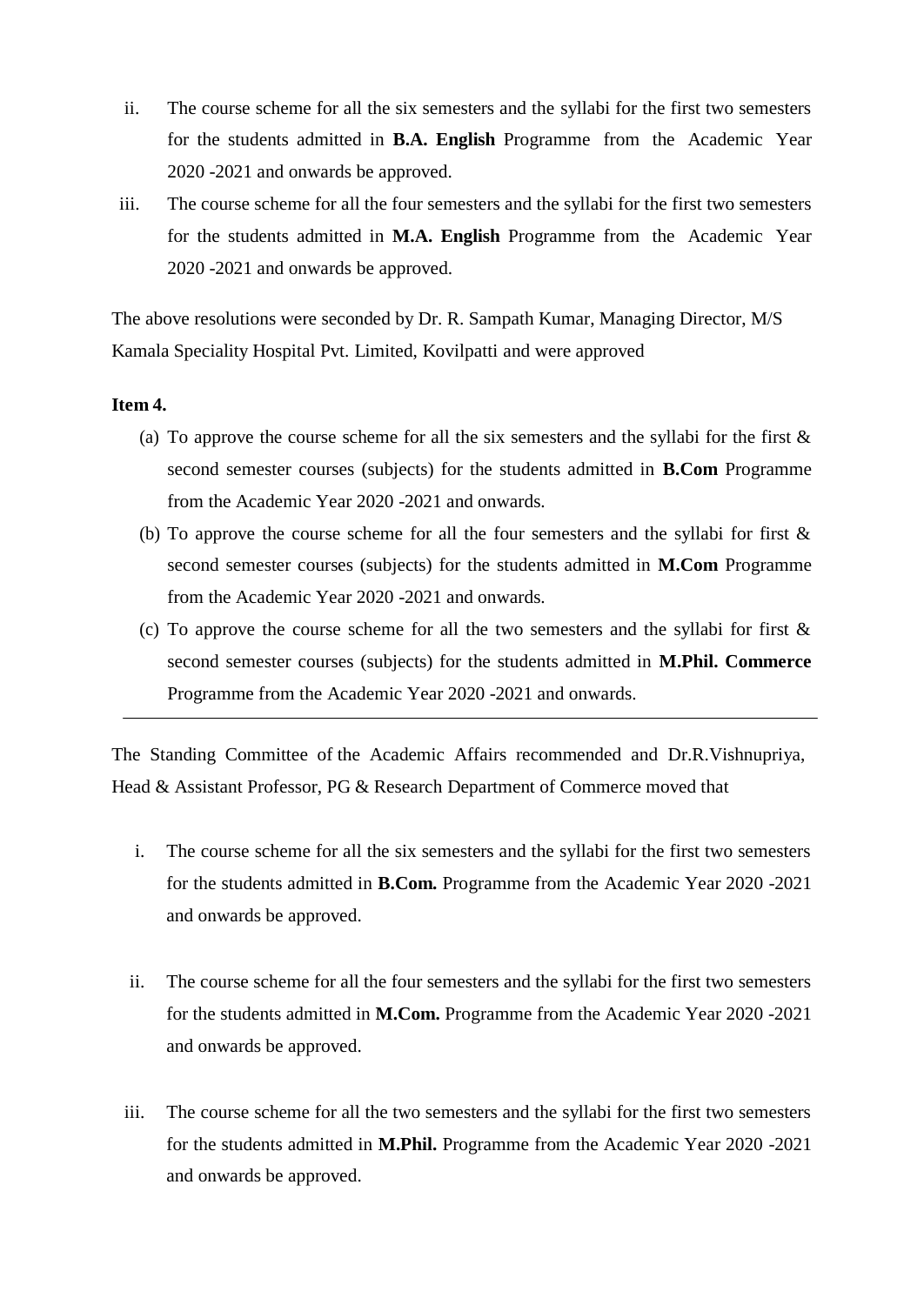ii. The course scheme for all the six semesters and the syllabi for the first two semesters for the students admitted in **B.A. English** Programme from the Academic Year 2020 -2021 and onwards be approved.

iii. The course scheme for all the four semesters and the syllabi for the first two semesters for the students admitted in **M.A. English** Programme from the Academic Year 2020 -2021 and onwards be approved.

The above resolutions were seconded by Dr. R. Sampath Kumar, Managing Director, M/S Kamala Speciality Hospital Pvt. Limited, Kovilpatti and were approved

**Item 4.**

(a) To approve the course scheme for all the six semesters and the syllabi for the first & second semester courses (subjects) for the students admitted in **B.Com** Programme from the Academic Year 2020 -2021 and onwards.

(b) To approve the course scheme for all the four semesters and the syllabi for first & second semester courses (subjects) for the students admitted in **M.Com** Programme from the Academic Year 2020 -2021 and onwards.

(c) To approve the course scheme for all the two semesters and the syllabi for first & second semester courses (subjects) for the students admitted in **M.Phil. Commerce** Programme from the Academic Year 2020 -2021 and onwards.

---

The Standing Committee of the Academic Affairs recommended and Dr.R.Vishnupriya, Head & Assistant Professor, PG & Research Department of Commerce moved that

i. The course scheme for all the six semesters and the syllabi for the first two semesters for the students admitted in **B.Com.** Programme from the Academic Year 2020 -2021 and onwards be approved.

ii. The course scheme for all the four semesters and the syllabi for the first two semesters for the students admitted in **M.Com.** Programme from the Academic Year 2020 -2021 and onwards be approved.

iii. The course scheme for all the two semesters and the syllabi for the first two semesters for the students admitted in **M.Phil.** Programme from the Academic Year 2020 -2021 and onwards be approved.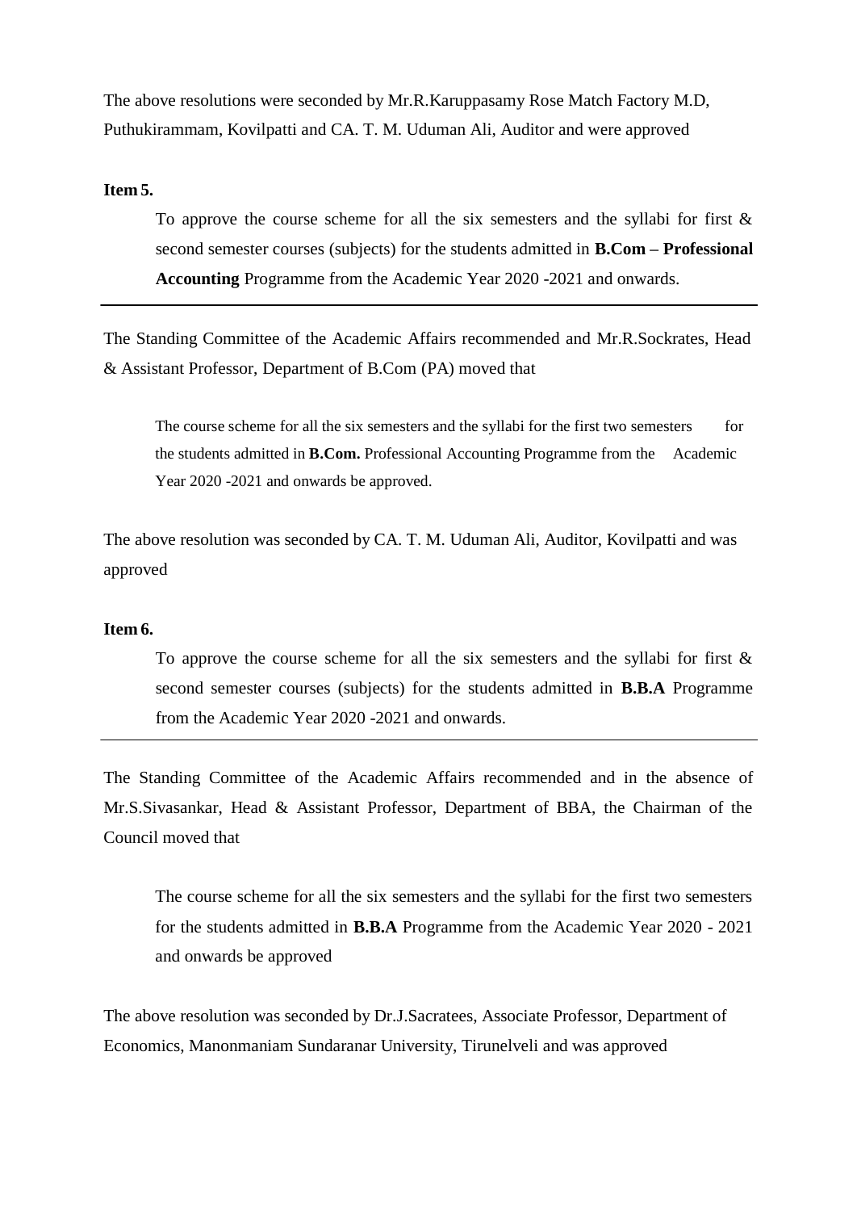The above resolutions were seconded by Mr.R.Karuppasamy Rose Match Factory M.D, Puthukirammam, Kovilpatti and CA. T. M. Uduman Ali, Auditor and were approved

**Item 5.**

> To approve the course scheme for all the six semesters and the syllabi for first & second semester courses (subjects) for the students admitted in **B.Com – Professional Accounting** Programme from the Academic Year 2020 -2021 and onwards.

---

The Standing Committee of the Academic Affairs recommended and Mr.R.Sockrates, Head & Assistant Professor, Department of B.Com (PA) moved that

> The course scheme for all the six semesters and the syllabi for the first two semesters for the students admitted in **B.Com.** Professional Accounting Programme from the Academic Year 2020 -2021 and onwards be approved.

The above resolution was seconded by CA. T. M. Uduman Ali, Auditor, Kovilpatti and was approved

**Item 6.**

> To approve the course scheme for all the six semesters and the syllabi for first & second semester courses (subjects) for the students admitted in **B.B.A** Programme from the Academic Year 2020 -2021 and onwards.

---

The Standing Committee of the Academic Affairs recommended and in the absence of Mr.S.Sivasankar, Head & Assistant Professor, Department of BBA, the Chairman of the Council moved that

> The course scheme for all the six semesters and the syllabi for the first two semesters for the students admitted in **B.B.A** Programme from the Academic Year 2020 - 2021 and onwards be approved

The above resolution was seconded by Dr.J.Sacratees, Associate Professor, Department of Economics, Manonmaniam Sundaranar University, Tirunelveli and was approved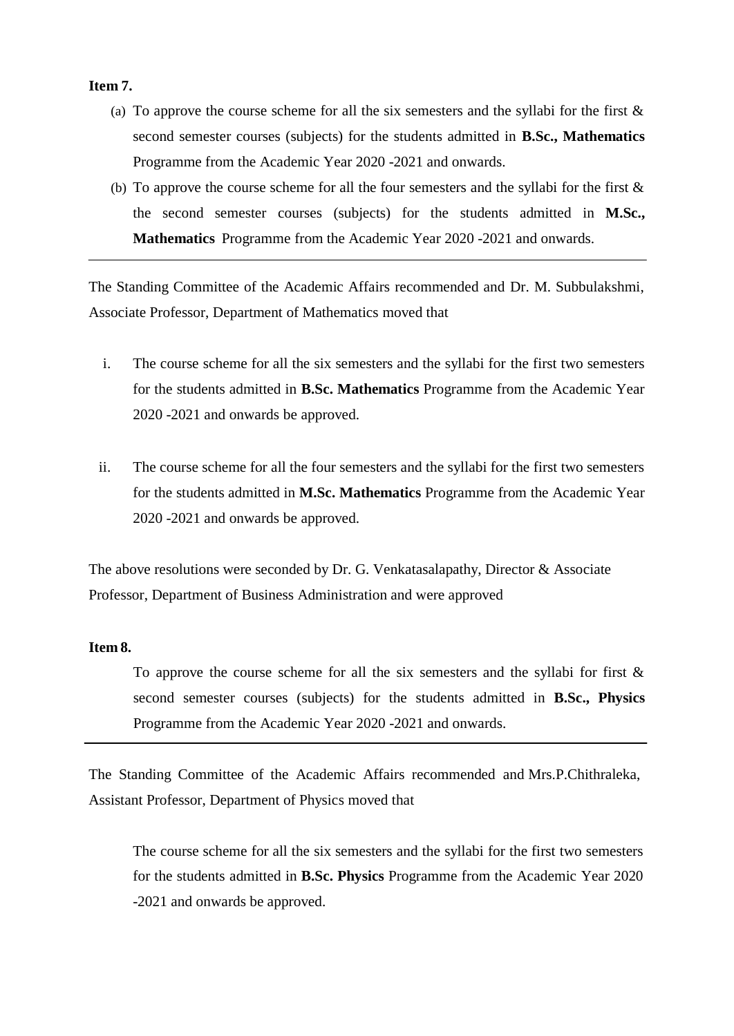**Item 7.**

(a) To approve the course scheme for all the six semesters and the syllabi for the first & second semester courses (subjects) for the students admitted in **B.Sc., Mathematics** Programme from the Academic Year 2020 -2021 and onwards.

(b) To approve the course scheme for all the four semesters and the syllabi for the first & the second semester courses (subjects) for the students admitted in **M.Sc., Mathematics** Programme from the Academic Year 2020 -2021 and onwards.

---

The Standing Committee of the Academic Affairs recommended and Dr. M. Subbulakshmi, Associate Professor, Department of Mathematics moved that

i. The course scheme for all the six semesters and the syllabi for the first two semesters for the students admitted in **B.Sc. Mathematics** Programme from the Academic Year 2020 -2021 and onwards be approved.

ii. The course scheme for all the four semesters and the syllabi for the first two semesters for the students admitted in **M.Sc. Mathematics** Programme from the Academic Year 2020 -2021 and onwards be approved.

The above resolutions were seconded by Dr. G. Venkatasalapathy, Director & Associate Professor, Department of Business Administration and were approved

**Item 8.**

To approve the course scheme for all the six semesters and the syllabi for first & second semester courses (subjects) for the students admitted in **B.Sc., Physics** Programme from the Academic Year 2020 -2021 and onwards.

---

The Standing Committee of the Academic Affairs recommended and Mrs.P.Chithraleka, Assistant Professor, Department of Physics moved that

The course scheme for all the six semesters and the syllabi for the first two semesters for the students admitted in **B.Sc. Physics** Programme from the Academic Year 2020 -2021 and onwards be approved.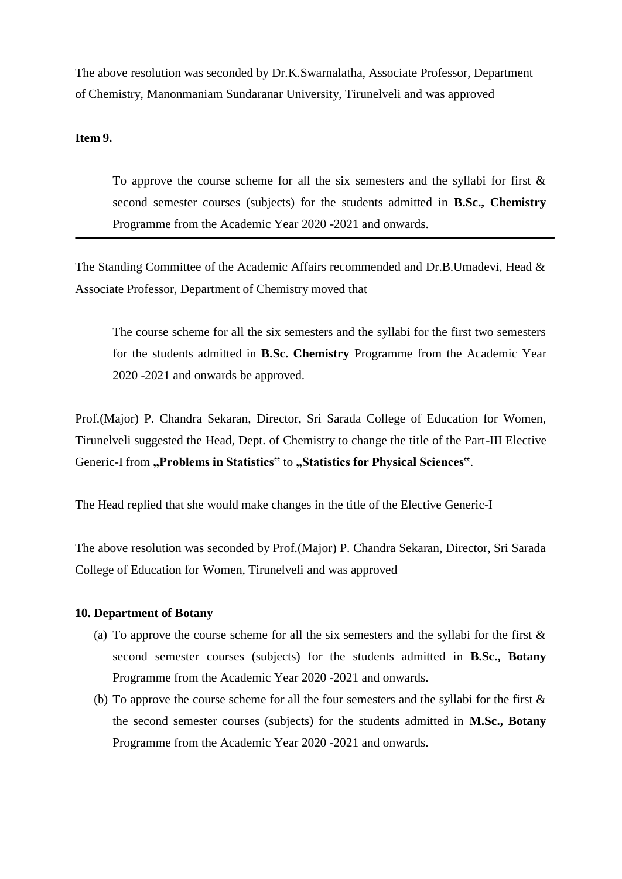The above resolution was seconded by Dr.K.Swarnalatha, Associate Professor, Department of Chemistry, Manonmaniam Sundaranar University, Tirunelveli and was approved

**Item 9.**

> To approve the course scheme for all the six semesters and the syllabi for first & second semester courses (subjects) for the students admitted in **B.Sc., Chemistry** Programme from the Academic Year 2020 -2021 and onwards.

---

The Standing Committee of the Academic Affairs recommended and Dr.B.Umadevi, Head & Associate Professor, Department of Chemistry moved that

> The course scheme for all the six semesters and the syllabi for the first two semesters for the students admitted in **B.Sc. Chemistry** Programme from the Academic Year 2020 -2021 and onwards be approved.

Prof.(Major) P. Chandra Sekaran, Director, Sri Sarada College of Education for Women, Tirunelveli suggested the Head, Dept. of Chemistry to change the title of the Part-III Elective Generic-I from **„Problems in Statistics‟** to **„Statistics for Physical Sciences‟**.

The Head replied that she would make changes in the title of the Elective Generic-I

The above resolution was seconded by Prof.(Major) P. Chandra Sekaran, Director, Sri Sarada College of Education for Women, Tirunelveli and was approved

**10. Department of Botany**

(a) To approve the course scheme for all the six semesters and the syllabi for the first & second semester courses (subjects) for the students admitted in **B.Sc., Botany** Programme from the Academic Year 2020 -2021 and onwards.

(b) To approve the course scheme for all the four semesters and the syllabi for the first & the second semester courses (subjects) for the students admitted in **M.Sc., Botany** Programme from the Academic Year 2020 -2021 and onwards.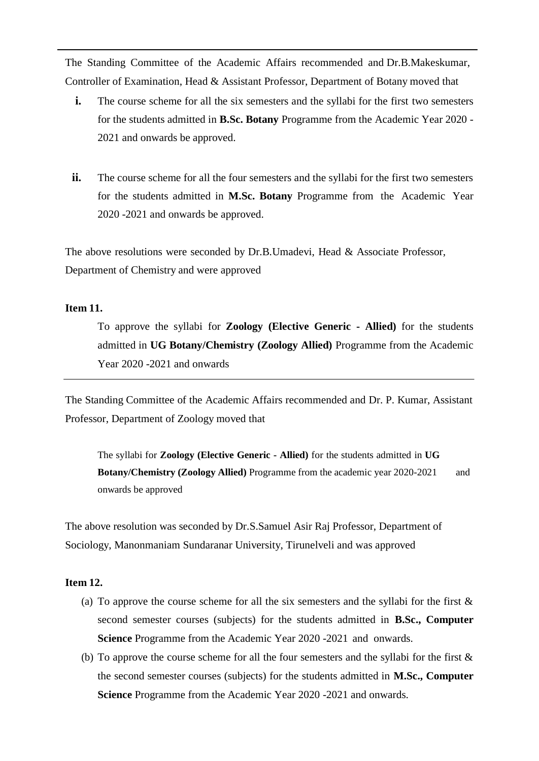---

The Standing Committee of the Academic Affairs recommended and Dr.B.Makeskumar, Controller of Examination, Head & Assistant Professor, Department of Botany moved that

- **i.** The course scheme for all the six semesters and the syllabi for the first two semesters for the students admitted in **B.Sc. Botany** Programme from the Academic Year 2020 -2021 and onwards be approved.

- **ii.** The course scheme for all the four semesters and the syllabi for the first two semesters for the students admitted in **M.Sc. Botany** Programme from the Academic Year 2020 -2021 and onwards be approved.

The above resolutions were seconded by Dr.B.Umadevi, Head & Associate Professor, Department of Chemistry and were approved

**Item 11.**

To approve the syllabi for **Zoology (Elective Generic - Allied)** for the students admitted in **UG Botany/Chemistry (Zoology Allied)** Programme from the Academic Year 2020 -2021 and onwards

---

The Standing Committee of the Academic Affairs recommended and Dr. P. Kumar, Assistant Professor, Department of Zoology moved that

The syllabi for **Zoology (Elective Generic - Allied)** for the students admitted in **UG Botany/Chemistry (Zoology Allied)** Programme from the academic year 2020-2021 and onwards be approved

The above resolution was seconded by Dr.S.Samuel Asir Raj Professor, Department of Sociology, Manonmaniam Sundaranar University, Tirunelveli and was approved

**Item 12.**

(a) To approve the course scheme for all the six semesters and the syllabi for the first & second semester courses (subjects) for the students admitted in **B.Sc., Computer Science** Programme from the Academic Year 2020 -2021 and onwards.

(b) To approve the course scheme for all the four semesters and the syllabi for the first & the second semester courses (subjects) for the students admitted in **M.Sc., Computer Science** Programme from the Academic Year 2020 -2021 and onwards.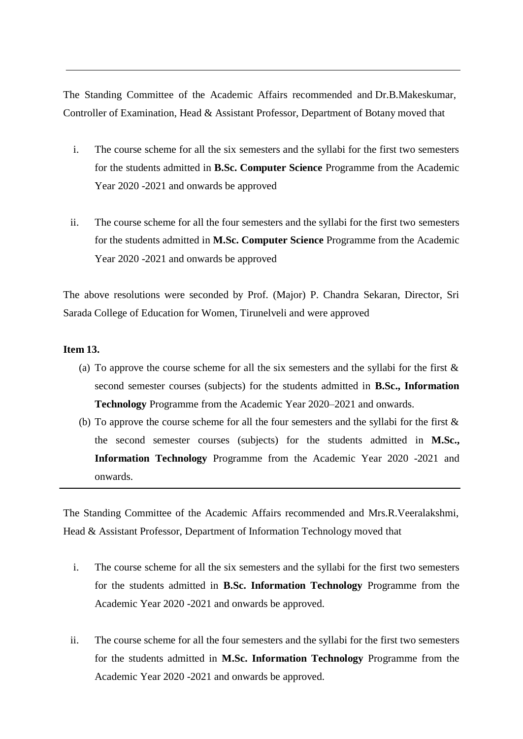---

The Standing Committee of the Academic Affairs recommended and Dr.B.Makeskumar, Controller of Examination, Head & Assistant Professor, Department of Botany moved that

i. The course scheme for all the six semesters and the syllabi for the first two semesters for the students admitted in **B.Sc. Computer Science** Programme from the Academic Year 2020 -2021 and onwards be approved

ii. The course scheme for all the four semesters and the syllabi for the first two semesters for the students admitted in **M.Sc. Computer Science** Programme from the Academic Year 2020 -2021 and onwards be approved

The above resolutions were seconded by Prof. (Major) P. Chandra Sekaran, Director, Sri Sarada College of Education for Women, Tirunelveli and were approved

**Item 13.**

(a) To approve the course scheme for all the six semesters and the syllabi for the first & second semester courses (subjects) for the students admitted in **B.Sc., Information Technology** Programme from the Academic Year 2020–2021 and onwards.

(b) To approve the course scheme for all the four semesters and the syllabi for the first & the second semester courses (subjects) for the students admitted in **M.Sc., Information Technology** Programme from the Academic Year 2020 -2021 and onwards.

---

The Standing Committee of the Academic Affairs recommended and Mrs.R.Veeralakshmi, Head & Assistant Professor, Department of Information Technology moved that

i. The course scheme for all the six semesters and the syllabi for the first two semesters for the students admitted in **B.Sc. Information Technology** Programme from the Academic Year 2020 -2021 and onwards be approved.

ii. The course scheme for all the four semesters and the syllabi for the first two semesters for the students admitted in **M.Sc. Information Technology** Programme from the Academic Year 2020 -2021 and onwards be approved.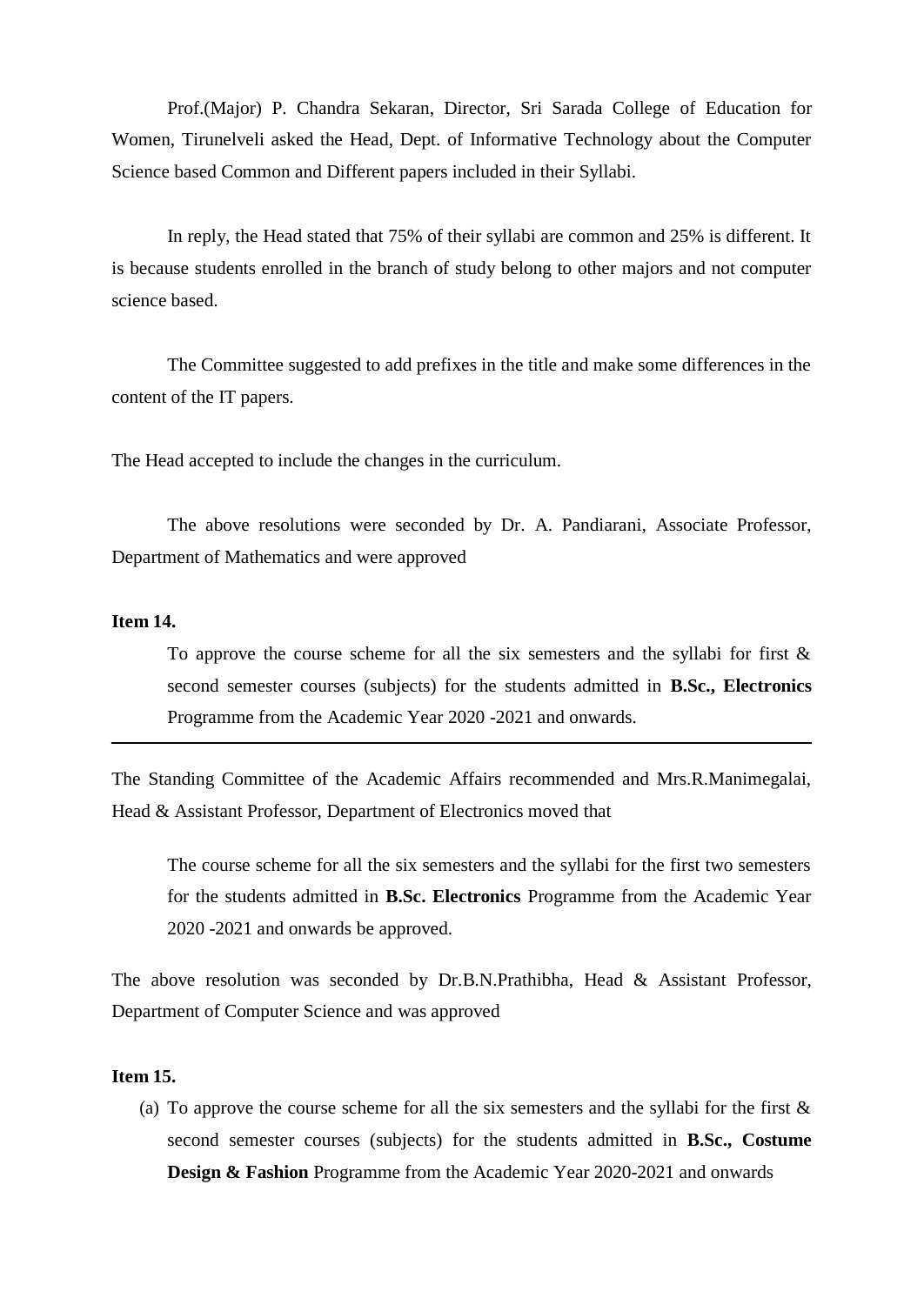Prof.(Major) P. Chandra Sekaran, Director, Sri Sarada College of Education for Women, Tirunelveli asked the Head, Dept. of Informative Technology about the Computer Science based Common and Different papers included in their Syllabi.

In reply, the Head stated that 75% of their syllabi are common and 25% is different. It is because students enrolled in the branch of study belong to other majors and not computer science based.

The Committee suggested to add prefixes in the title and make some differences in the content of the IT papers.

The Head accepted to include the changes in the curriculum.

The above resolutions were seconded by Dr. A. Pandiarani, Associate Professor, Department of Mathematics and were approved

**Item 14.**

To approve the course scheme for all the six semesters and the syllabi for first & second semester courses (subjects) for the students admitted in **B.Sc., Electronics** Programme from the Academic Year 2020 -2021 and onwards.

---

The Standing Committee of the Academic Affairs recommended and Mrs.R.Manimegalai, Head & Assistant Professor, Department of Electronics moved that

The course scheme for all the six semesters and the syllabi for the first two semesters for the students admitted in **B.Sc. Electronics** Programme from the Academic Year 2020 -2021 and onwards be approved.

The above resolution was seconded by Dr.B.N.Prathibha, Head & Assistant Professor, Department of Computer Science and was approved

**Item 15.**

(a) To approve the course scheme for all the six semesters and the syllabi for the first & second semester courses (subjects) for the students admitted in **B.Sc., Costume Design & Fashion** Programme from the Academic Year 2020-2021 and onwards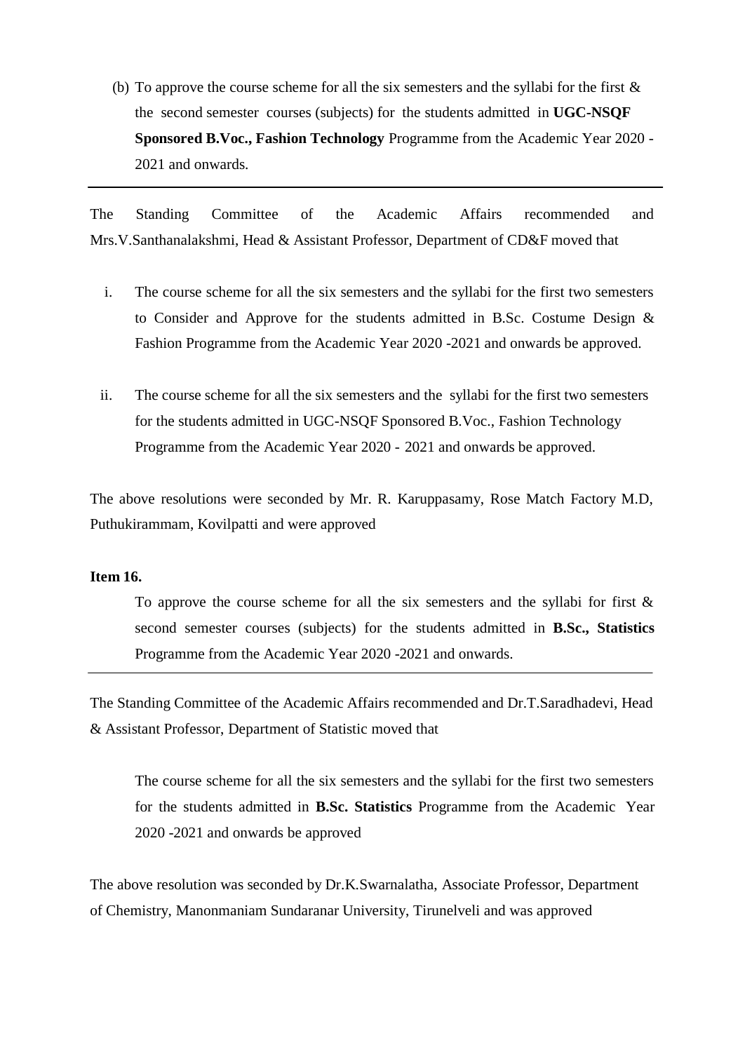(b) To approve the course scheme for all the six semesters and the syllabi for the first & the second semester courses (subjects) for the students admitted in **UGC-NSQF Sponsored B.Voc., Fashion Technology** Programme from the Academic Year 2020 - 2021 and onwards.

---

The Standing Committee of the Academic Affairs recommended and Mrs.V.Santhanalakshmi, Head & Assistant Professor, Department of CD&F moved that

i. The course scheme for all the six semesters and the syllabi for the first two semesters to Consider and Approve for the students admitted in B.Sc. Costume Design & Fashion Programme from the Academic Year 2020 -2021 and onwards be approved.

ii. The course scheme for all the six semesters and the syllabi for the first two semesters for the students admitted in UGC-NSQF Sponsored B.Voc., Fashion Technology Programme from the Academic Year 2020 - 2021 and onwards be approved.

The above resolutions were seconded by Mr. R. Karuppasamy, Rose Match Factory M.D, Puthukirammam, Kovilpatti and were approved

**Item 16.**

To approve the course scheme for all the six semesters and the syllabi for first & second semester courses (subjects) for the students admitted in **B.Sc., Statistics** Programme from the Academic Year 2020 -2021 and onwards.

---

The Standing Committee of the Academic Affairs recommended and Dr.T.Saradhadevi, Head & Assistant Professor, Department of Statistic moved that

The course scheme for all the six semesters and the syllabi for the first two semesters for the students admitted in **B.Sc. Statistics** Programme from the Academic Year 2020 -2021 and onwards be approved

The above resolution was seconded by Dr.K.Swarnalatha, Associate Professor, Department of Chemistry, Manonmaniam Sundaranar University, Tirunelveli and was approved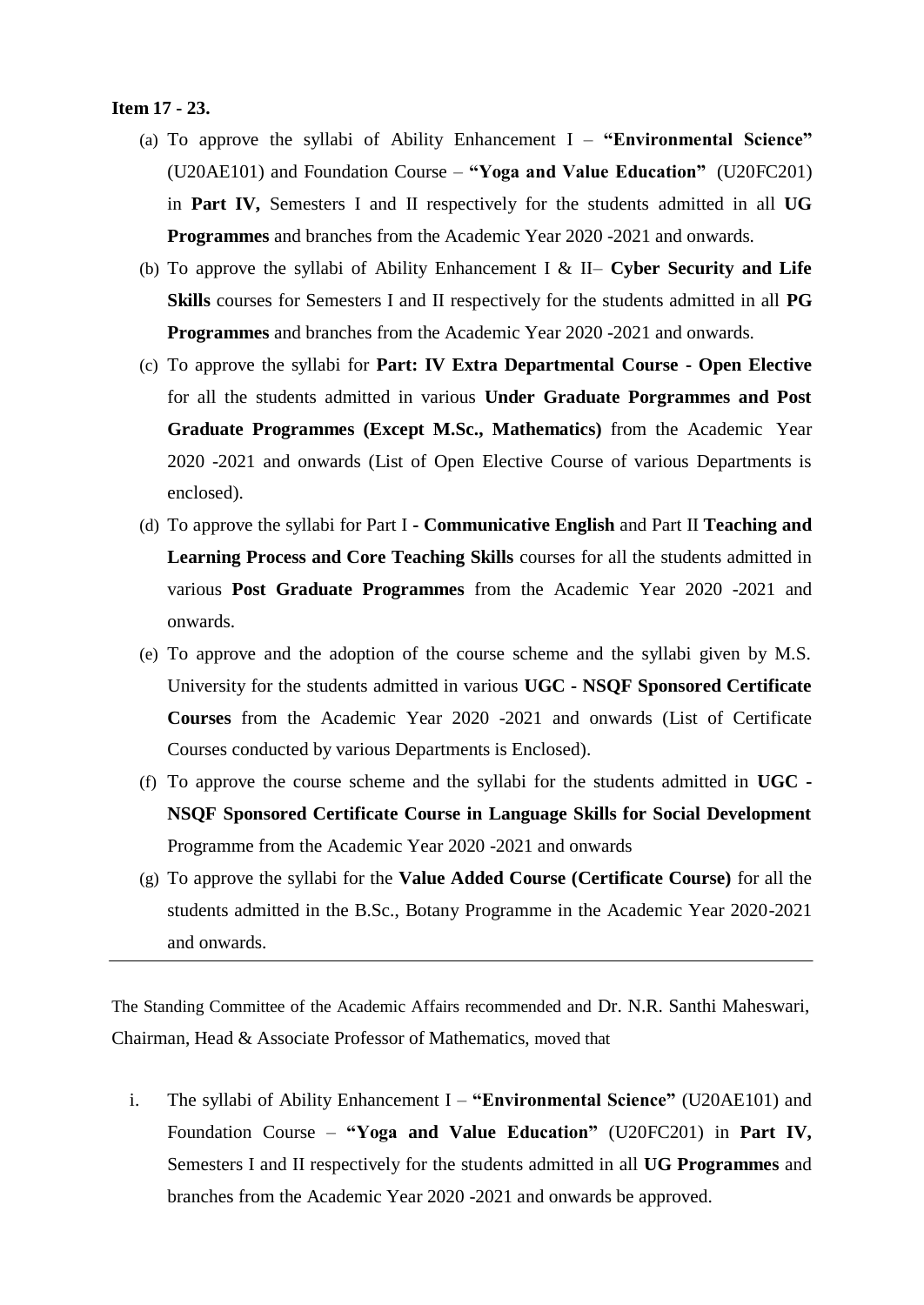**Item 17 - 23.**

(a) To approve the syllabi of Ability Enhancement I – **"Environmental Science"** (U20AE101) and Foundation Course – **"Yoga and Value Education"** (U20FC201) in **Part IV,** Semesters I and II respectively for the students admitted in all **UG Programmes** and branches from the Academic Year 2020 -2021 and onwards.

(b) To approve the syllabi of Ability Enhancement I & II– **Cyber Security and Life Skills** courses for Semesters I and II respectively for the students admitted in all **PG Programmes** and branches from the Academic Year 2020 -2021 and onwards.

(c) To approve the syllabi for **Part: IV Extra Departmental Course - Open Elective** for all the students admitted in various **Under Graduate Porgrammes and Post Graduate Programmes (Except M.Sc., Mathematics)** from the Academic Year 2020 -2021 and onwards (List of Open Elective Course of various Departments is enclosed).

(d) To approve the syllabi for Part I **- Communicative English** and Part II **Teaching and Learning Process and Core Teaching Skills** courses for all the students admitted in various **Post Graduate Programmes** from the Academic Year 2020 -2021 and onwards.

(e) To approve and the adoption of the course scheme and the syllabi given by M.S. University for the students admitted in various **UGC - NSQF Sponsored Certificate Courses** from the Academic Year 2020 -2021 and onwards (List of Certificate Courses conducted by various Departments is Enclosed).

(f) To approve the course scheme and the syllabi for the students admitted in **UGC - NSQF Sponsored Certificate Course in Language Skills for Social Development** Programme from the Academic Year 2020 -2021 and onwards

(g) To approve the syllabi for the **Value Added Course (Certificate Course)** for all the students admitted in the B.Sc., Botany Programme in the Academic Year 2020-2021 and onwards.

---

The Standing Committee of the Academic Affairs recommended and Dr. N.R. Santhi Maheswari, Chairman, Head & Associate Professor of Mathematics, moved that

i. The syllabi of Ability Enhancement I – **"Environmental Science"** (U20AE101) and Foundation Course – **"Yoga and Value Education"** (U20FC201) in **Part IV,** Semesters I and II respectively for the students admitted in all **UG Programmes** and branches from the Academic Year 2020 -2021 and onwards be approved.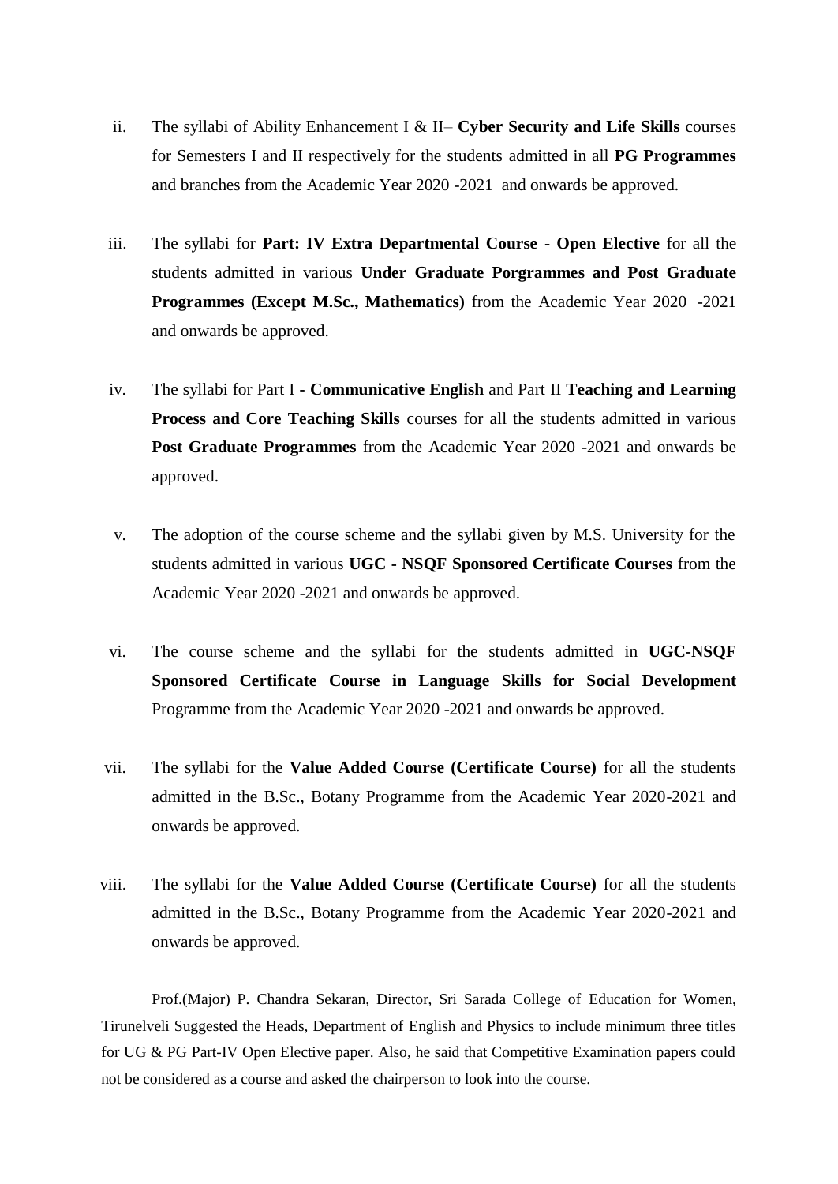ii. The syllabi of Ability Enhancement I & II– **Cyber Security and Life Skills** courses for Semesters I and II respectively for the students admitted in all **PG Programmes** and branches from the Academic Year 2020 -2021 and onwards be approved.

iii. The syllabi for **Part: IV Extra Departmental Course - Open Elective** for all the students admitted in various **Under Graduate Porgrammes and Post Graduate Programmes (Except M.Sc., Mathematics)** from the Academic Year 2020 -2021 and onwards be approved.

iv. The syllabi for Part I **- Communicative English** and Part II **Teaching and Learning Process and Core Teaching Skills** courses for all the students admitted in various **Post Graduate Programmes** from the Academic Year 2020 -2021 and onwards be approved.

v. The adoption of the course scheme and the syllabi given by M.S. University for the students admitted in various **UGC - NSQF Sponsored Certificate Courses** from the Academic Year 2020 -2021 and onwards be approved.

vi. The course scheme and the syllabi for the students admitted in **UGC-NSQF Sponsored Certificate Course in Language Skills for Social Development** Programme from the Academic Year 2020 -2021 and onwards be approved.

vii. The syllabi for the **Value Added Course (Certificate Course)** for all the students admitted in the B.Sc., Botany Programme from the Academic Year 2020-2021 and onwards be approved.

viii. The syllabi for the **Value Added Course (Certificate Course)** for all the students admitted in the B.Sc., Botany Programme from the Academic Year 2020-2021 and onwards be approved.

Prof.(Major) P. Chandra Sekaran, Director, Sri Sarada College of Education for Women, Tirunelveli Suggested the Heads, Department of English and Physics to include minimum three titles for UG & PG Part-IV Open Elective paper. Also, he said that Competitive Examination papers could not be considered as a course and asked the chairperson to look into the course.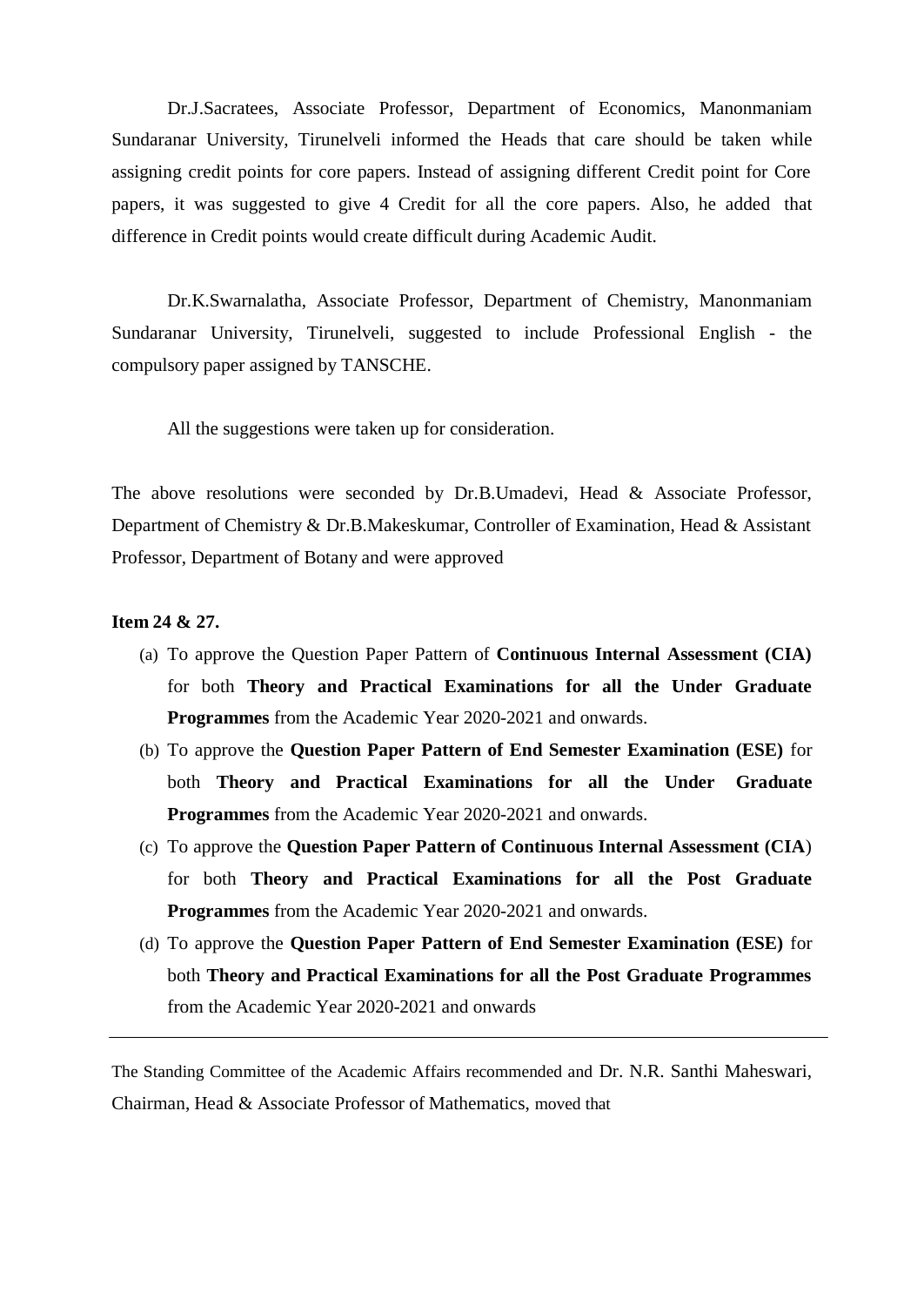Dr.J.Sacratees, Associate Professor, Department of Economics, Manonmaniam Sundaranar University, Tirunelveli informed the Heads that care should be taken while assigning credit points for core papers. Instead of assigning different Credit point for Core papers, it was suggested to give 4 Credit for all the core papers. Also, he added that difference in Credit points would create difficult during Academic Audit.

Dr.K.Swarnalatha, Associate Professor, Department of Chemistry, Manonmaniam Sundaranar University, Tirunelveli, suggested to include Professional English - the compulsory paper assigned by TANSCHE.

All the suggestions were taken up for consideration.

The above resolutions were seconded by Dr.B.Umadevi, Head & Associate Professor, Department of Chemistry & Dr.B.Makeskumar, Controller of Examination, Head & Assistant Professor, Department of Botany and were approved

**Item 24 & 27.**

(a) To approve the Question Paper Pattern of **Continuous Internal Assessment (CIA)** for both **Theory and Practical Examinations for all the Under Graduate Programmes** from the Academic Year 2020-2021 and onwards.

(b) To approve the **Question Paper Pattern of End Semester Examination (ESE)** for both **Theory and Practical Examinations for all the Under Graduate Programmes** from the Academic Year 2020-2021 and onwards.

(c) To approve the **Question Paper Pattern of Continuous Internal Assessment (CIA**) for both **Theory and Practical Examinations for all the Post Graduate Programmes** from the Academic Year 2020-2021 and onwards.

(d) To approve the **Question Paper Pattern of End Semester Examination (ESE)** for both **Theory and Practical Examinations for all the Post Graduate Programmes** from the Academic Year 2020-2021 and onwards

---

The Standing Committee of the Academic Affairs recommended and Dr. N.R. Santhi Maheswari, Chairman, Head & Associate Professor of Mathematics, moved that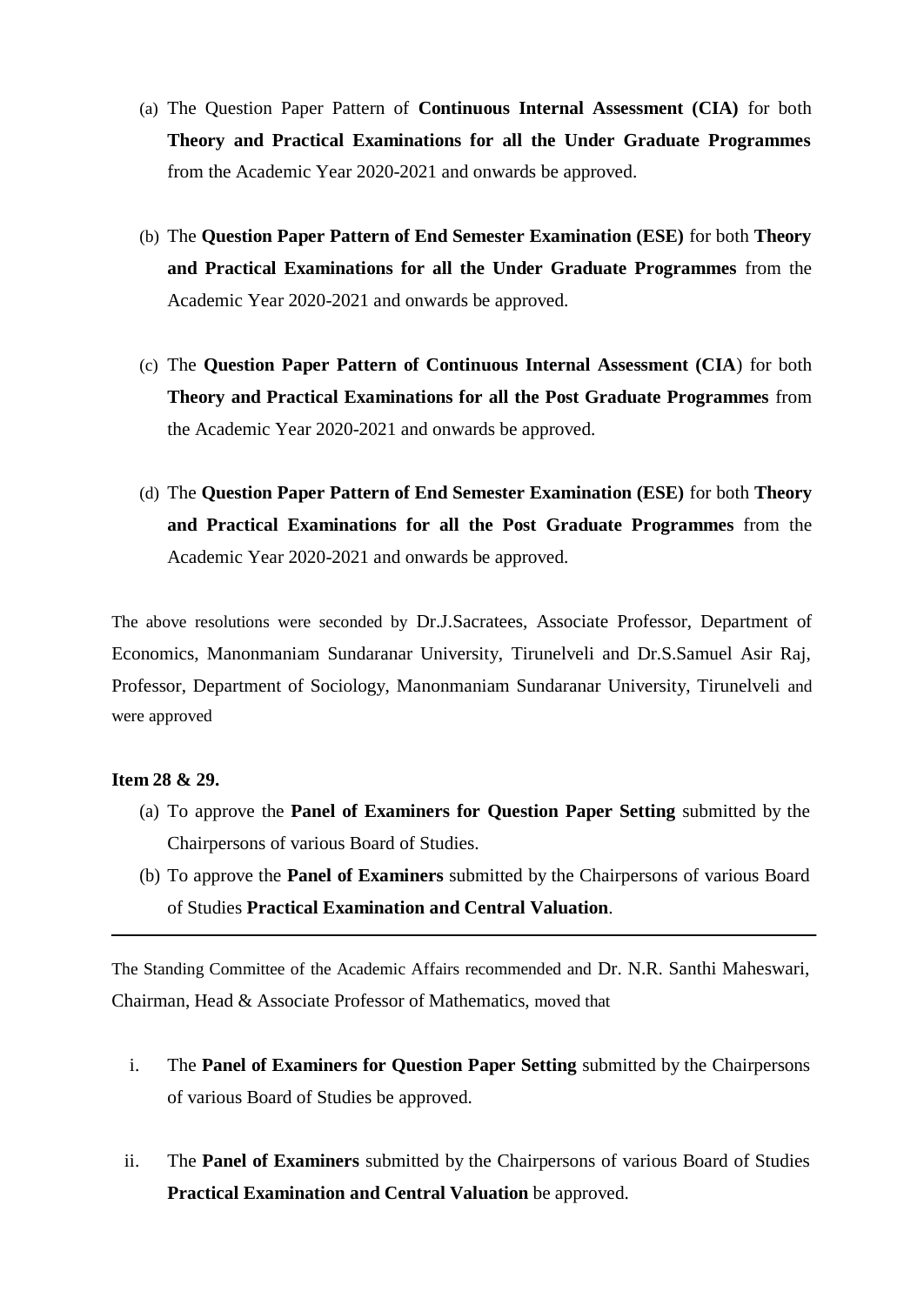(a) The Question Paper Pattern of **Continuous Internal Assessment (CIA)** for both **Theory and Practical Examinations for all the Under Graduate Programmes** from the Academic Year 2020-2021 and onwards be approved.

(b) The **Question Paper Pattern of End Semester Examination (ESE)** for both **Theory and Practical Examinations for all the Under Graduate Programmes** from the Academic Year 2020-2021 and onwards be approved.

(c) The **Question Paper Pattern of Continuous Internal Assessment (CIA**) for both **Theory and Practical Examinations for all the Post Graduate Programmes** from the Academic Year 2020-2021 and onwards be approved.

(d) The **Question Paper Pattern of End Semester Examination (ESE)** for both **Theory and Practical Examinations for all the Post Graduate Programmes** from the Academic Year 2020-2021 and onwards be approved.

The above resolutions were seconded by Dr.J.Sacratees, Associate Professor, Department of Economics, Manonmaniam Sundaranar University, Tirunelveli and Dr.S.Samuel Asir Raj, Professor, Department of Sociology, Manonmaniam Sundaranar University, Tirunelveli and were approved

**Item 28 & 29.**

(a) To approve the **Panel of Examiners for Question Paper Setting** submitted by the Chairpersons of various Board of Studies.

(b) To approve the **Panel of Examiners** submitted by the Chairpersons of various Board of Studies **Practical Examination and Central Valuation**.

---

The Standing Committee of the Academic Affairs recommended and Dr. N.R. Santhi Maheswari, Chairman, Head & Associate Professor of Mathematics, moved that

i. The **Panel of Examiners for Question Paper Setting** submitted by the Chairpersons of various Board of Studies be approved.

ii. The **Panel of Examiners** submitted by the Chairpersons of various Board of Studies **Practical Examination and Central Valuation** be approved.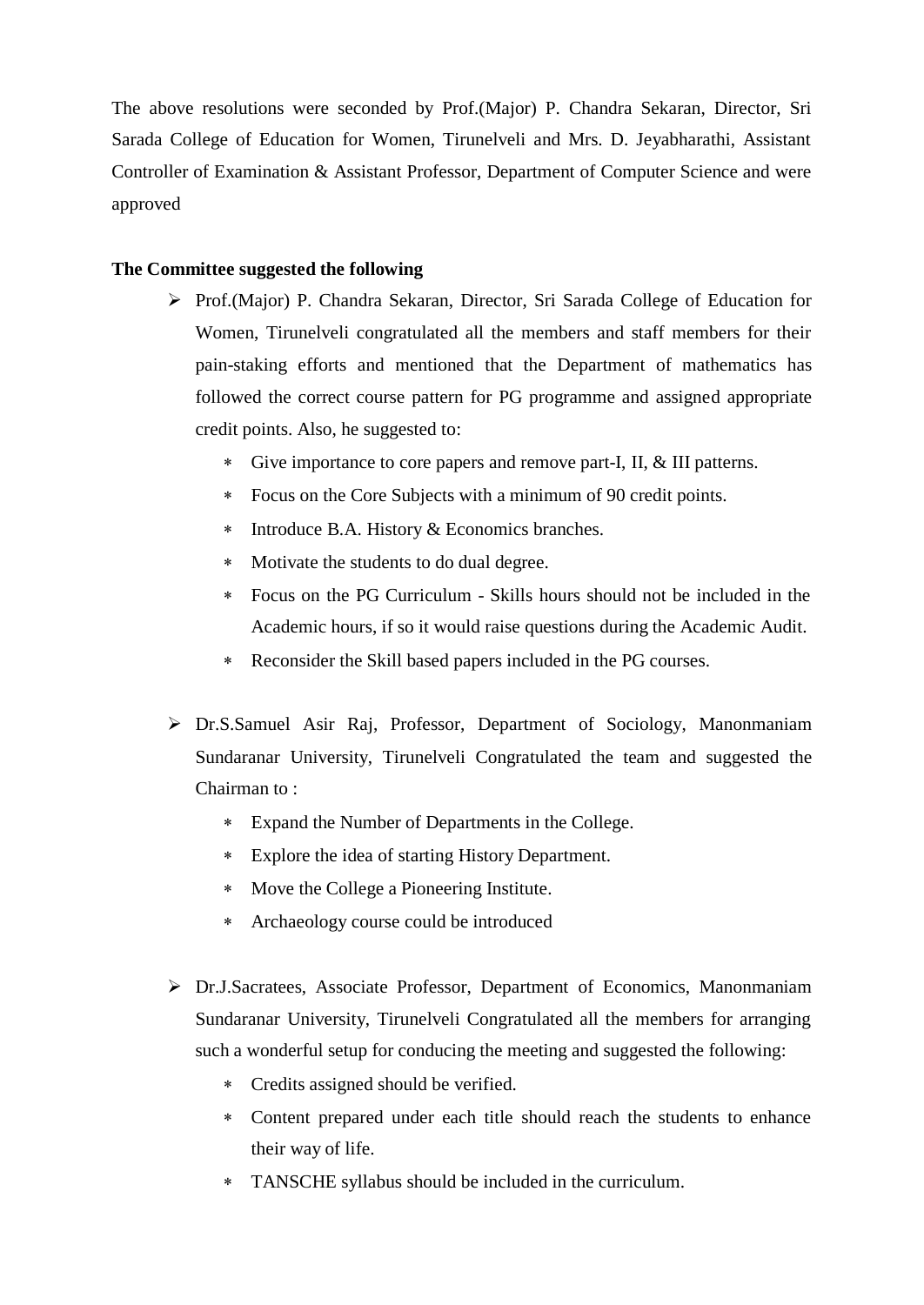The above resolutions were seconded by Prof.(Major) P. Chandra Sekaran, Director, Sri Sarada College of Education for Women, Tirunelveli and Mrs. D. Jeyabharathi, Assistant Controller of Examination & Assistant Professor, Department of Computer Science and were approved

**The Committee suggested the following**

- Prof.(Major) P. Chandra Sekaran, Director, Sri Sarada College of Education for Women, Tirunelveli congratulated all the members and staff members for their pain-staking efforts and mentioned that the Department of mathematics has followed the correct course pattern for PG programme and assigned appropriate credit points. Also, he suggested to:
  - Give importance to core papers and remove part-I, II, & III patterns.
  - Focus on the Core Subjects with a minimum of 90 credit points.
  - Introduce B.A. History & Economics branches.
  - Motivate the students to do dual degree.
  - Focus on the PG Curriculum - Skills hours should not be included in the Academic hours, if so it would raise questions during the Academic Audit.
  - Reconsider the Skill based papers included in the PG courses.

- Dr.S.Samuel Asir Raj, Professor, Department of Sociology, Manonmaniam Sundaranar University, Tirunelveli Congratulated the team and suggested the Chairman to :
  - Expand the Number of Departments in the College.
  - Explore the idea of starting History Department.
  - Move the College a Pioneering Institute.
  - Archaeology course could be introduced

- Dr.J.Sacratees, Associate Professor, Department of Economics, Manonmaniam Sundaranar University, Tirunelveli Congratulated all the members for arranging such a wonderful setup for conducing the meeting and suggested the following:
  - Credits assigned should be verified.
  - Content prepared under each title should reach the students to enhance their way of life.
  - TANSCHE syllabus should be included in the curriculum.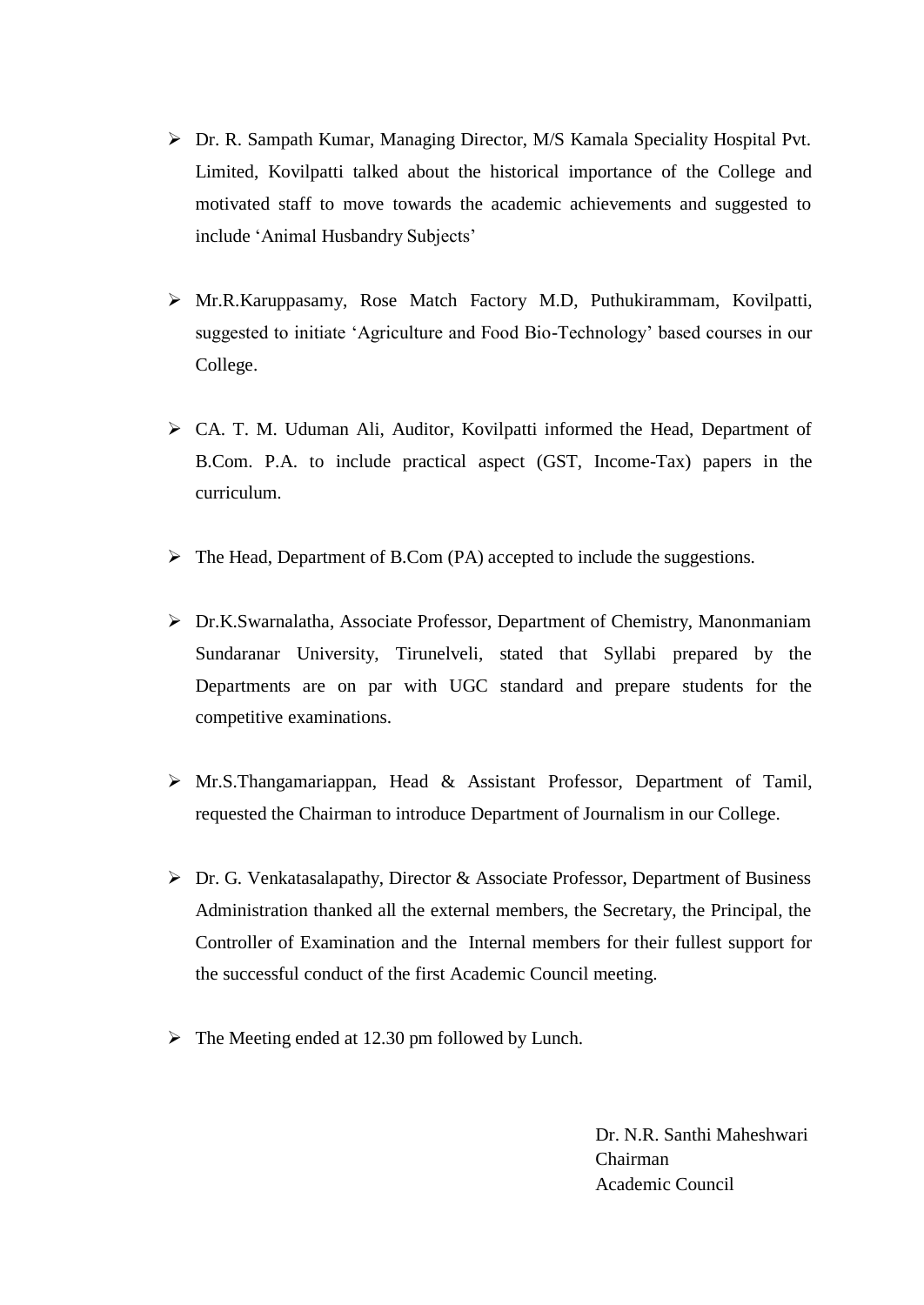- Dr. R. Sampath Kumar, Managing Director, M/S Kamala Speciality Hospital Pvt. Limited, Kovilpatti talked about the historical importance of the College and motivated staff to move towards the academic achievements and suggested to include 'Animal Husbandry Subjects'

- Mr.R.Karuppasamy, Rose Match Factory M.D, Puthukirammam, Kovilpatti, suggested to initiate 'Agriculture and Food Bio-Technology' based courses in our College.

- CA. T. M. Uduman Ali, Auditor, Kovilpatti informed the Head, Department of B.Com. P.A. to include practical aspect (GST, Income-Tax) papers in the curriculum.

- The Head, Department of B.Com (PA) accepted to include the suggestions.

- Dr.K.Swarnalatha, Associate Professor, Department of Chemistry, Manonmaniam Sundaranar University, Tirunelveli, stated that Syllabi prepared by the Departments are on par with UGC standard and prepare students for the competitive examinations.

- Mr.S.Thangamariappan, Head & Assistant Professor, Department of Tamil, requested the Chairman to introduce Department of Journalism in our College.

- Dr. G. Venkatasalapathy, Director & Associate Professor, Department of Business Administration thanked all the external members, the Secretary, the Principal, the Controller of Examination and the Internal members for their fullest support for the successful conduct of the first Academic Council meeting.

- The Meeting ended at 12.30 pm followed by Lunch.

Dr. N.R. Santhi Maheshwari
Chairman
Academic Council